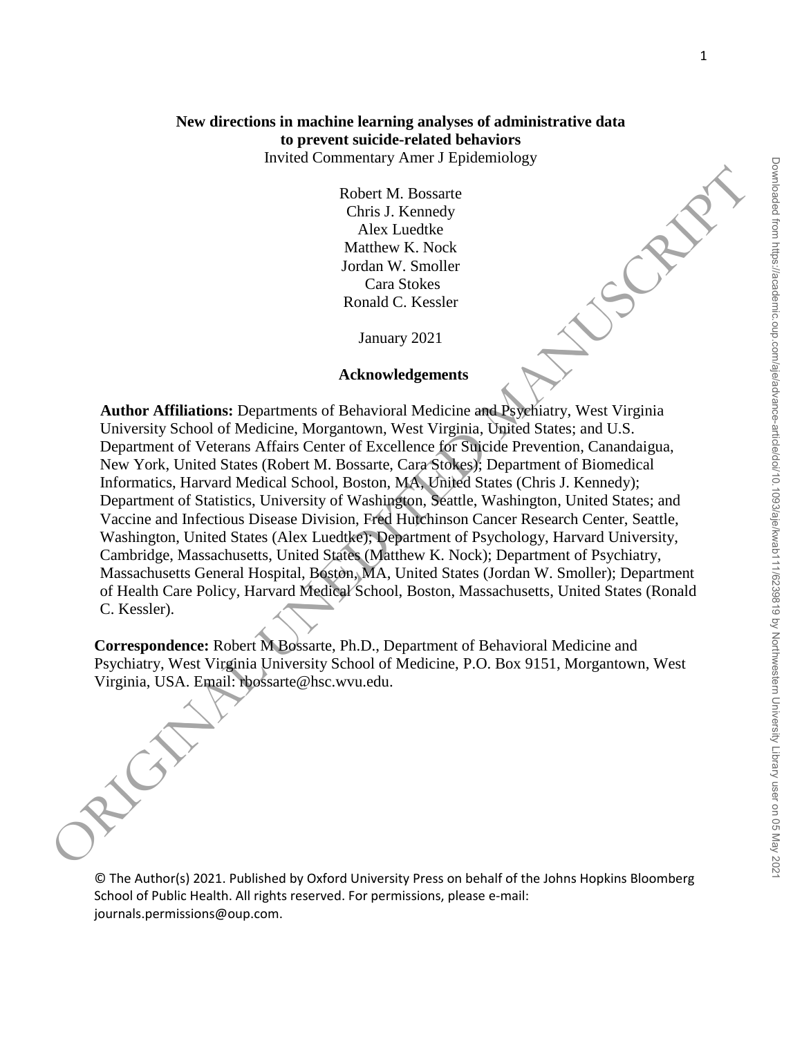# New directions in machine learning analyses of administrative data to prevent suicide-related behaviors

Invited Commentary Amer J Epidemiology

Robert M. Bossarte
Chris J. Kennedy
Alex Luedtke
Matthew K. Nock
Jordan W. Smoller
Cara Stokes
Ronald C. Kessler

January 2021

## Acknowledgements

**Author Affiliations:** Departments of Behavioral Medicine and Psychiatry, West Virginia University School of Medicine, Morgantown, West Virginia, United States; and U.S. Department of Veterans Affairs Center of Excellence for Suicide Prevention, Canandaigua, New York, United States (Robert M. Bossarte, Cara Stokes); Department of Biomedical Informatics, Harvard Medical School, Boston, MA, United States (Chris J. Kennedy); Department of Statistics, University of Washington, Seattle, Washington, United States; and Vaccine and Infectious Disease Division, Fred Hutchinson Cancer Research Center, Seattle, Washington, United States (Alex Luedtke); Department of Psychology, Harvard University, Cambridge, Massachusetts, United States (Matthew K. Nock); Department of Psychiatry, Massachusetts General Hospital, Boston, MA, United States (Jordan W. Smoller); Department of Health Care Policy, Harvard Medical School, Boston, Massachusetts, United States (Ronald C. Kessler).

**Correspondence:** Robert M Bossarte, Ph.D., Department of Behavioral Medicine and Psychiatry, West Virginia University School of Medicine, P.O. Box 9151, Morgantown, West Virginia, USA. Email: rbossarte@hsc.wvu.edu.

© The Author(s) 2021. Published by Oxford University Press on behalf of the Johns Hopkins Bloomberg School of Public Health. All rights reserved. For permissions, please e-mail: journals.permissions@oup.com.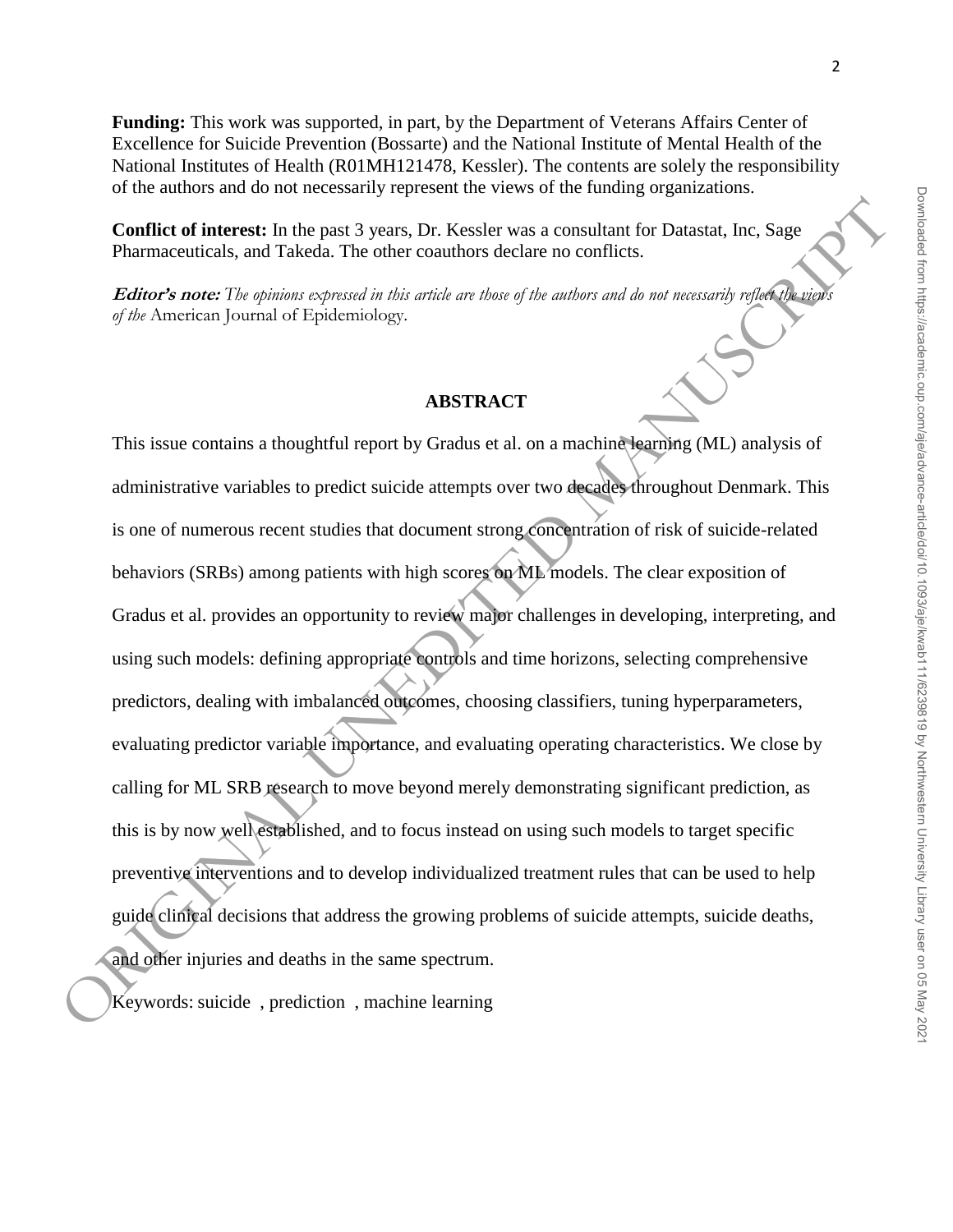**Funding:** This work was supported, in part, by the Department of Veterans Affairs Center of Excellence for Suicide Prevention (Bossarte) and the National Institute of Mental Health of the National Institutes of Health (R01MH121478, Kessler). The contents are solely the responsibility of the authors and do not necessarily represent the views of the funding organizations.

**Conflict of interest:** In the past 3 years, Dr. Kessler was a consultant for Datastat, Inc, Sage Pharmaceuticals, and Takeda. The other coauthors declare no conflicts.

***Editor's note:*** *The opinions expressed in this article are those of the authors and do not necessarily reflect the views of the* American Journal of Epidemiology.

## ABSTRACT

This issue contains a thoughtful report by Gradus et al. on a machine learning (ML) analysis of administrative variables to predict suicide attempts over two decades throughout Denmark. This is one of numerous recent studies that document strong concentration of risk of suicide-related behaviors (SRBs) among patients with high scores on ML models. The clear exposition of Gradus et al. provides an opportunity to review major challenges in developing, interpreting, and using such models: defining appropriate controls and time horizons, selecting comprehensive predictors, dealing with imbalanced outcomes, choosing classifiers, tuning hyperparameters, evaluating predictor variable importance, and evaluating operating characteristics. We close by calling for ML SRB research to move beyond merely demonstrating significant prediction, as this is by now well established, and to focus instead on using such models to target specific preventive interventions and to develop individualized treatment rules that can be used to help guide clinical decisions that address the growing problems of suicide attempts, suicide deaths, and other injuries and deaths in the same spectrum.

Keywords: suicide , prediction , machine learning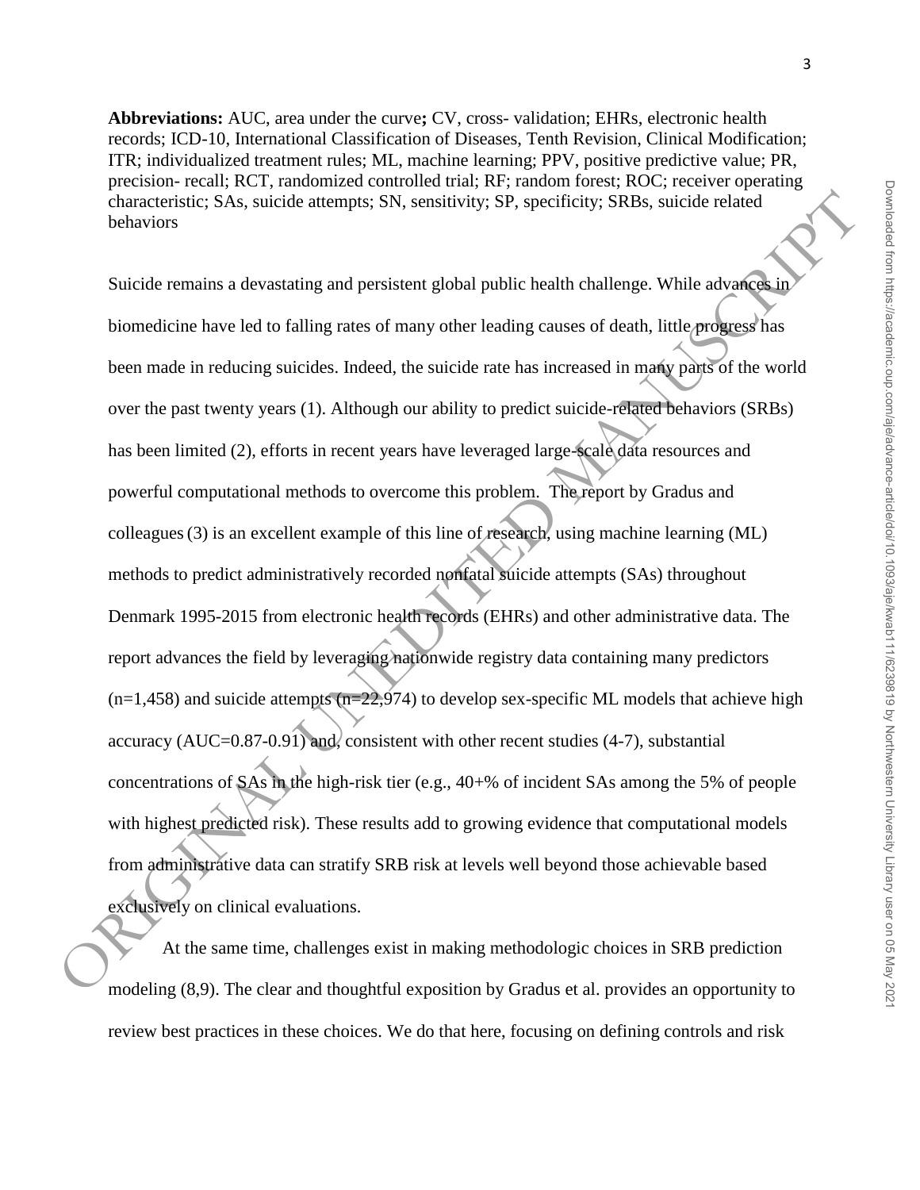**Abbreviations:** AUC, area under the curve**;** CV, cross- validation; EHRs, electronic health records; ICD-10, International Classification of Diseases, Tenth Revision, Clinical Modification; ITR; individualized treatment rules; ML, machine learning; PPV, positive predictive value; PR, precision- recall; RCT, randomized controlled trial; RF; random forest; ROC; receiver operating characteristic; SAs, suicide attempts; SN, sensitivity; SP, specificity; SRBs, suicide related behaviors

Suicide remains a devastating and persistent global public health challenge. While advances in biomedicine have led to falling rates of many other leading causes of death, little progress has been made in reducing suicides. Indeed, the suicide rate has increased in many parts of the world over the past twenty years (1). Although our ability to predict suicide-related behaviors (SRBs) has been limited (2), efforts in recent years have leveraged large-scale data resources and powerful computational methods to overcome this problem. The report by Gradus and colleagues (3) is an excellent example of this line of research, using machine learning (ML) methods to predict administratively recorded nonfatal suicide attempts (SAs) throughout Denmark 1995-2015 from electronic health records (EHRs) and other administrative data. The report advances the field by leveraging nationwide registry data containing many predictors (n=1,458) and suicide attempts (n=22,974) to develop sex-specific ML models that achieve high accuracy (AUC=0.87-0.91) and, consistent with other recent studies (4-7), substantial concentrations of SAs in the high-risk tier (e.g., 40+% of incident SAs among the 5% of people with highest predicted risk). These results add to growing evidence that computational models from administrative data can stratify SRB risk at levels well beyond those achievable based exclusively on clinical evaluations.

At the same time, challenges exist in making methodologic choices in SRB prediction modeling (8,9). The clear and thoughtful exposition by Gradus et al. provides an opportunity to review best practices in these choices. We do that here, focusing on defining controls and risk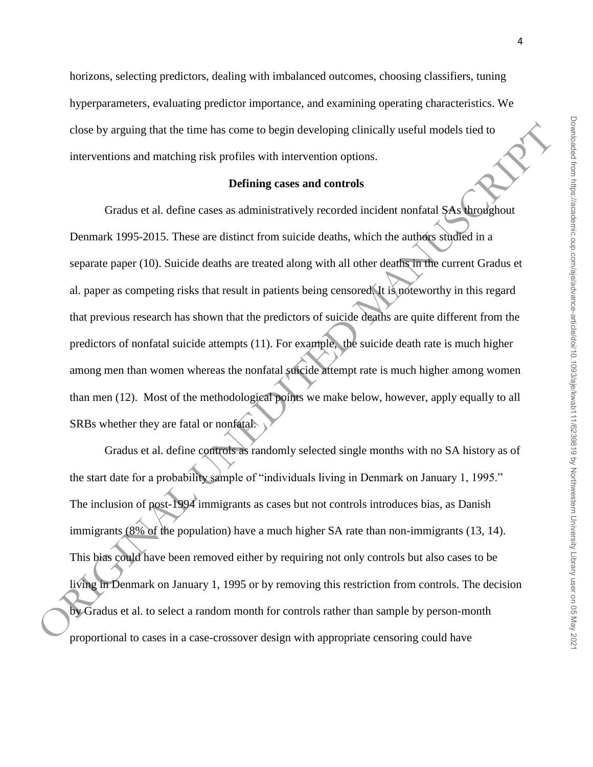horizons, selecting predictors, dealing with imbalanced outcomes, choosing classifiers, tuning hyperparameters, evaluating predictor importance, and examining operating characteristics. We close by arguing that the time has come to begin developing clinically useful models tied to interventions and matching risk profiles with intervention options.

**Defining cases and controls**

Gradus et al. define cases as administratively recorded incident nonfatal SAs throughout Denmark 1995-2015. These are distinct from suicide deaths, which the authors studied in a separate paper (10). Suicide deaths are treated along with all other deaths in the current Gradus et al. paper as competing risks that result in patients being censored. It is noteworthy in this regard that previous research has shown that the predictors of suicide deaths are quite different from the predictors of nonfatal suicide attempts (11). For example, the suicide death rate is much higher among men than women whereas the nonfatal suicide attempt rate is much higher among women than men (12). Most of the methodological points we make below, however, apply equally to all SRBs whether they are fatal or nonfatal.

Gradus et al. define controls as randomly selected single months with no SA history as of the start date for a probability sample of "individuals living in Denmark on January 1, 1995." The inclusion of post-1994 immigrants as cases but not controls introduces bias, as Danish immigrants (8% of the population) have a much higher SA rate than non-immigrants (13, 14). This bias could have been removed either by requiring not only controls but also cases to be living in Denmark on January 1, 1995 or by removing this restriction from controls. The decision by Gradus et al. to select a random month for controls rather than sample by person-month proportional to cases in a case-crossover design with appropriate censoring could have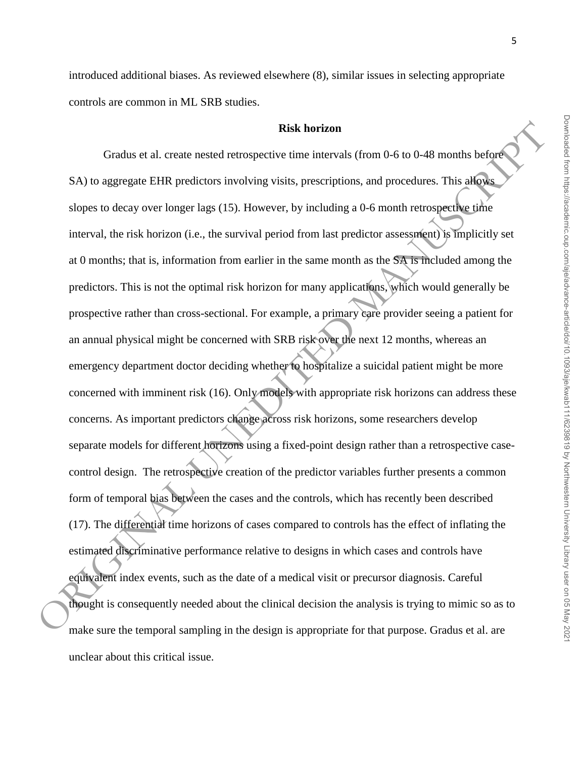introduced additional biases. As reviewed elsewhere (8), similar issues in selecting appropriate controls are common in ML SRB studies.

### Risk horizon

Gradus et al. create nested retrospective time intervals (from 0-6 to 0-48 months before SA) to aggregate EHR predictors involving visits, prescriptions, and procedures. This allows slopes to decay over longer lags (15). However, by including a 0-6 month retrospective time interval, the risk horizon (i.e., the survival period from last predictor assessment) is implicitly set at 0 months; that is, information from earlier in the same month as the SA is included among the predictors. This is not the optimal risk horizon for many applications, which would generally be prospective rather than cross-sectional. For example, a primary care provider seeing a patient for an annual physical might be concerned with SRB risk over the next 12 months, whereas an emergency department doctor deciding whether to hospitalize a suicidal patient might be more concerned with imminent risk (16). Only models with appropriate risk horizons can address these concerns. As important predictors change across risk horizons, some researchers develop separate models for different horizons using a fixed-point design rather than a retrospective case-control design. The retrospective creation of the predictor variables further presents a common form of temporal bias between the cases and the controls, which has recently been described (17). The differential time horizons of cases compared to controls has the effect of inflating the estimated discriminative performance relative to designs in which cases and controls have equivalent index events, such as the date of a medical visit or precursor diagnosis. Careful thought is consequently needed about the clinical decision the analysis is trying to mimic so as to make sure the temporal sampling in the design is appropriate for that purpose. Gradus et al. are unclear about this critical issue.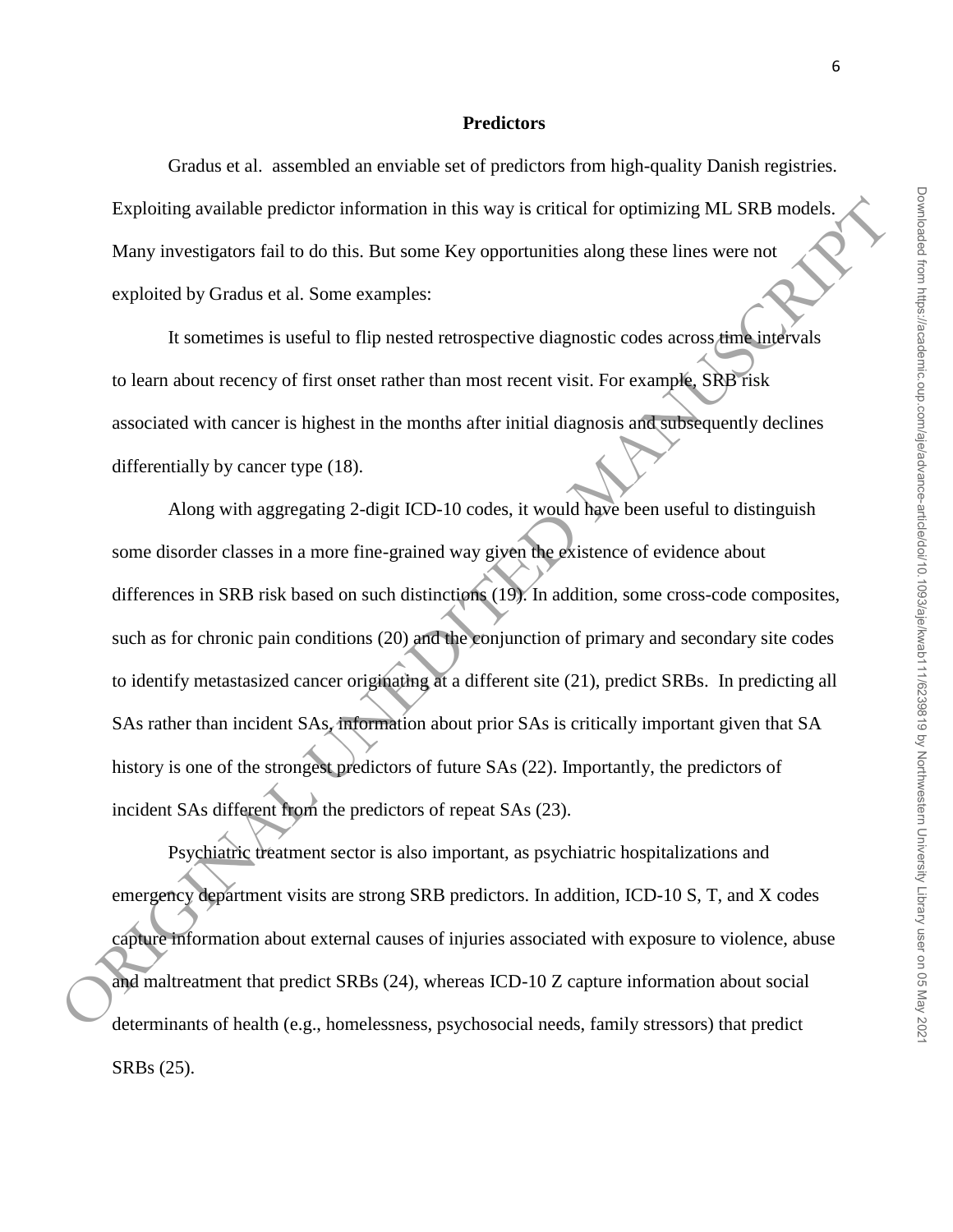**Predictors**

Gradus et al. assembled an enviable set of predictors from high-quality Danish registries. Exploiting available predictor information in this way is critical for optimizing ML SRB models. Many investigators fail to do this. But some Key opportunities along these lines were not exploited by Gradus et al. Some examples:

It sometimes is useful to flip nested retrospective diagnostic codes across time intervals to learn about recency of first onset rather than most recent visit. For example, SRB risk associated with cancer is highest in the months after initial diagnosis and subsequently declines differentially by cancer type (18).

Along with aggregating 2-digit ICD-10 codes, it would have been useful to distinguish some disorder classes in a more fine-grained way given the existence of evidence about differences in SRB risk based on such distinctions (19). In addition, some cross-code composites, such as for chronic pain conditions (20) and the conjunction of primary and secondary site codes to identify metastasized cancer originating at a different site (21), predict SRBs. In predicting all SAs rather than incident SAs, information about prior SAs is critically important given that SA history is one of the strongest predictors of future SAs (22). Importantly, the predictors of incident SAs different from the predictors of repeat SAs (23).

Psychiatric treatment sector is also important, as psychiatric hospitalizations and emergency department visits are strong SRB predictors. In addition, ICD-10 S, T, and X codes capture information about external causes of injuries associated with exposure to violence, abuse and maltreatment that predict SRBs (24), whereas ICD-10 Z capture information about social determinants of health (e.g., homelessness, psychosocial needs, family stressors) that predict SRBs (25).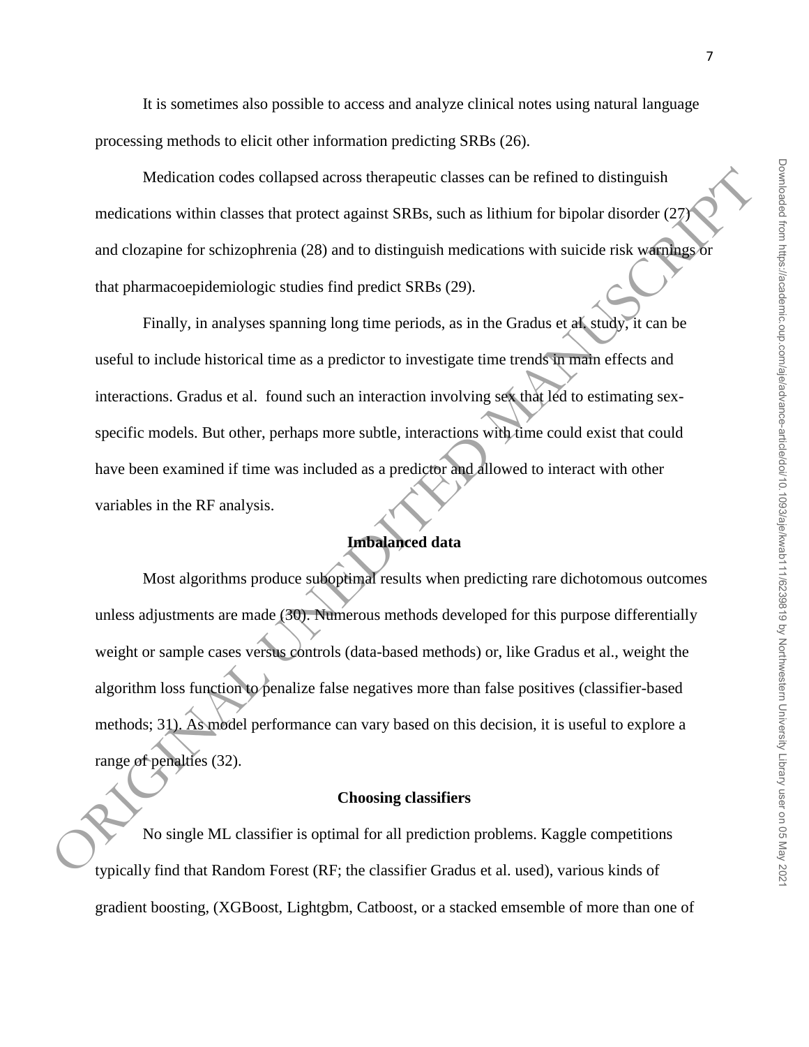It is sometimes also possible to access and analyze clinical notes using natural language processing methods to elicit other information predicting SRBs (26).

Medication codes collapsed across therapeutic classes can be refined to distinguish medications within classes that protect against SRBs, such as lithium for bipolar disorder (27) and clozapine for schizophrenia (28) and to distinguish medications with suicide risk warnings or that pharmacoepidemiologic studies find predict SRBs (29).

Finally, in analyses spanning long time periods, as in the Gradus et al. study, it can be useful to include historical time as a predictor to investigate time trends in main effects and interactions. Gradus et al. found such an interaction involving sex that led to estimating sex-specific models. But other, perhaps more subtle, interactions with time could exist that could have been examined if time was included as a predictor and allowed to interact with other variables in the RF analysis.

## Imbalanced data

Most algorithms produce suboptimal results when predicting rare dichotomous outcomes unless adjustments are made (30). Numerous methods developed for this purpose differentially weight or sample cases versus controls (data-based methods) or, like Gradus et al., weight the algorithm loss function to penalize false negatives more than false positives (classifier-based methods; 31). As model performance can vary based on this decision, it is useful to explore a range of penalties (32).

## Choosing classifiers

No single ML classifier is optimal for all prediction problems. Kaggle competitions typically find that Random Forest (RF; the classifier Gradus et al. used), various kinds of gradient boosting, (XGBoost, Lightgbm, Catboost, or a stacked emsemble of more than one of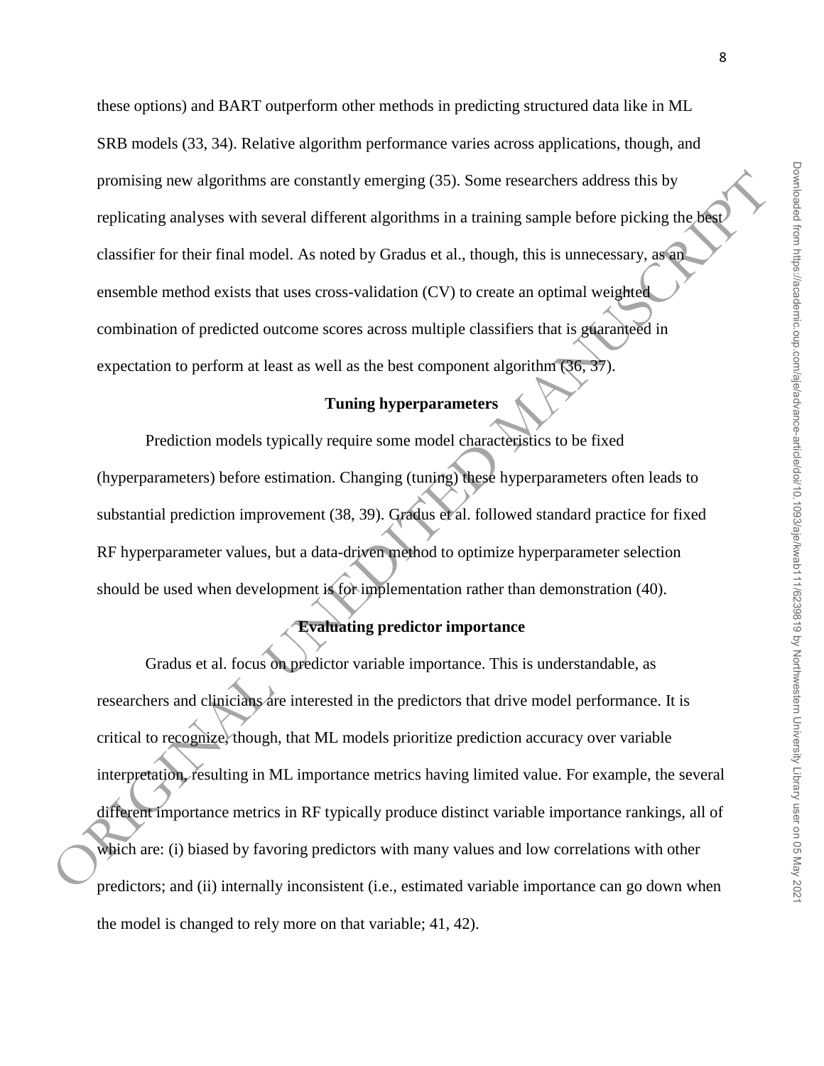these options) and BART outperform other methods in predicting structured data like in ML SRB models (33, 34). Relative algorithm performance varies across applications, though, and promising new algorithms are constantly emerging (35). Some researchers address this by replicating analyses with several different algorithms in a training sample before picking the best classifier for their final model. As noted by Gradus et al., though, this is unnecessary, as an ensemble method exists that uses cross-validation (CV) to create an optimal weighted combination of predicted outcome scores across multiple classifiers that is guaranteed in expectation to perform at least as well as the best component algorithm (36, 37).

## Tuning hyperparameters

Prediction models typically require some model characteristics to be fixed (hyperparameters) before estimation. Changing (tuning) these hyperparameters often leads to substantial prediction improvement (38, 39). Gradus et al. followed standard practice for fixed RF hyperparameter values, but a data-driven method to optimize hyperparameter selection should be used when development is for implementation rather than demonstration (40).

## Evaluating predictor importance

Gradus et al. focus on predictor variable importance. This is understandable, as researchers and clinicians are interested in the predictors that drive model performance. It is critical to recognize, though, that ML models prioritize prediction accuracy over variable interpretation, resulting in ML importance metrics having limited value. For example, the several different importance metrics in RF typically produce distinct variable importance rankings, all of which are: (i) biased by favoring predictors with many values and low correlations with other predictors; and (ii) internally inconsistent (i.e., estimated variable importance can go down when the model is changed to rely more on that variable; 41, 42).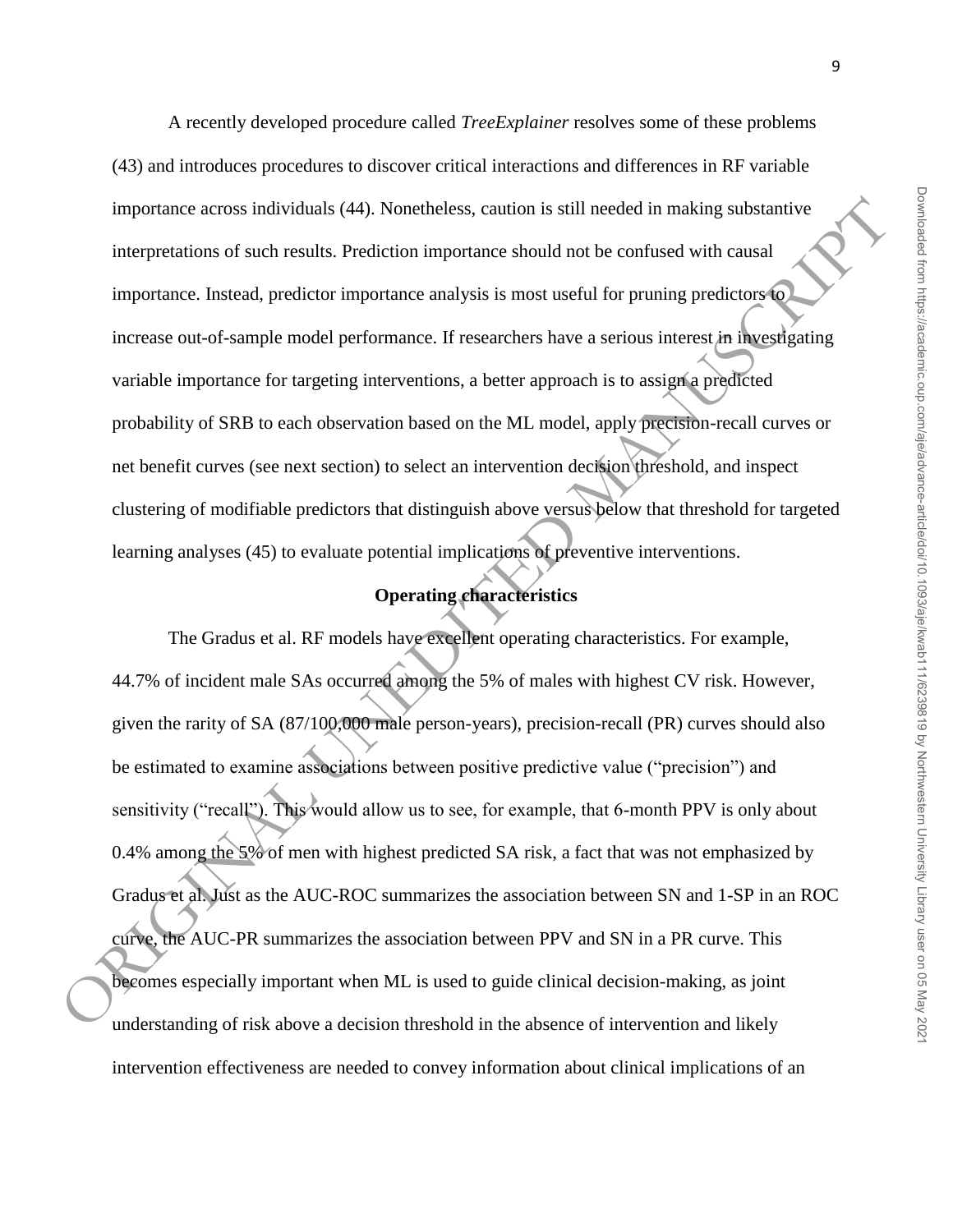A recently developed procedure called *TreeExplainer* resolves some of these problems (43) and introduces procedures to discover critical interactions and differences in RF variable importance across individuals (44). Nonetheless, caution is still needed in making substantive interpretations of such results. Prediction importance should not be confused with causal importance. Instead, predictor importance analysis is most useful for pruning predictors to increase out-of-sample model performance. If researchers have a serious interest in investigating variable importance for targeting interventions, a better approach is to assign a predicted probability of SRB to each observation based on the ML model, apply precision-recall curves or net benefit curves (see next section) to select an intervention decision threshold, and inspect clustering of modifiable predictors that distinguish above versus below that threshold for targeted learning analyses (45) to evaluate potential implications of preventive interventions.

## Operating characteristics

The Gradus et al. RF models have excellent operating characteristics. For example, 44.7% of incident male SAs occurred among the 5% of males with highest CV risk. However, given the rarity of SA (87/100,000 male person-years), precision-recall (PR) curves should also be estimated to examine associations between positive predictive value ("precision") and sensitivity ("recall"). This would allow us to see, for example, that 6-month PPV is only about 0.4% among the 5% of men with highest predicted SA risk, a fact that was not emphasized by Gradus et al. Just as the AUC-ROC summarizes the association between SN and 1-SP in an ROC curve, the AUC-PR summarizes the association between PPV and SN in a PR curve. This becomes especially important when ML is used to guide clinical decision-making, as joint understanding of risk above a decision threshold in the absence of intervention and likely intervention effectiveness are needed to convey information about clinical implications of an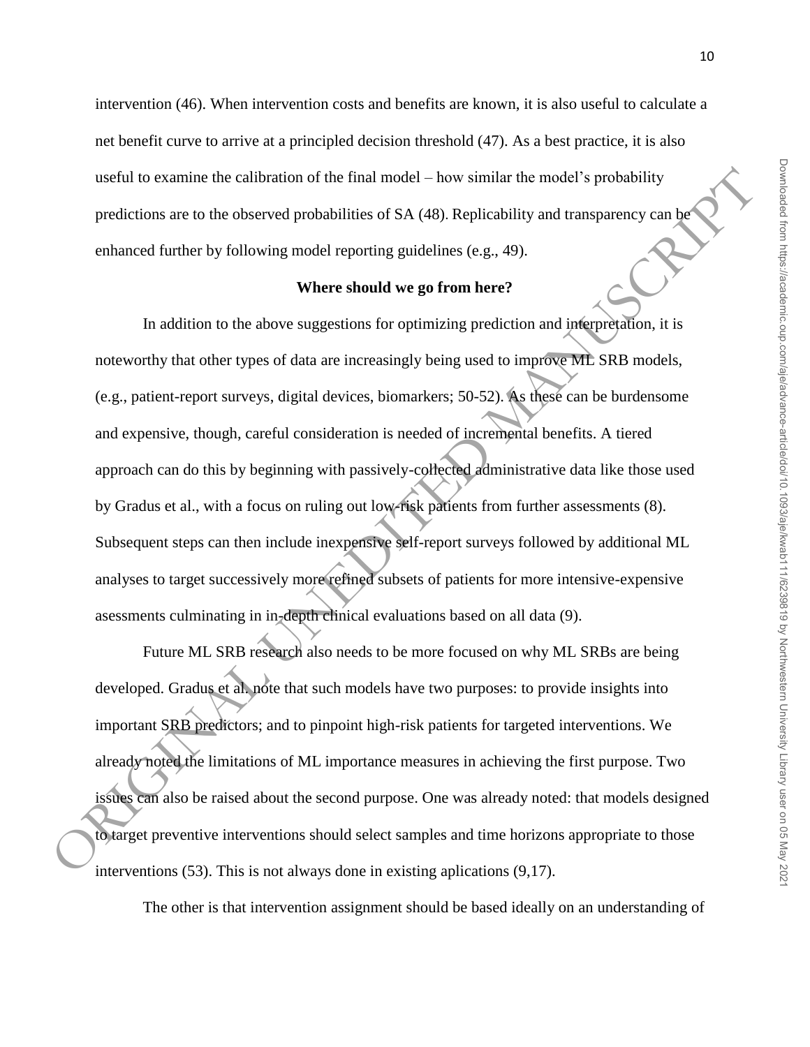intervention (46). When intervention costs and benefits are known, it is also useful to calculate a net benefit curve to arrive at a principled decision threshold (47). As a best practice, it is also useful to examine the calibration of the final model – how similar the model's probability predictions are to the observed probabilities of SA (48). Replicability and transparency can be enhanced further by following model reporting guidelines (e.g., 49).

## Where should we go from here?

In addition to the above suggestions for optimizing prediction and interpretation, it is noteworthy that other types of data are increasingly being used to improve ML SRB models, (e.g., patient-report surveys, digital devices, biomarkers; 50-52). As these can be burdensome and expensive, though, careful consideration is needed of incremental benefits. A tiered approach can do this by beginning with passively-collected administrative data like those used by Gradus et al., with a focus on ruling out low-risk patients from further assessments (8). Subsequent steps can then include inexpensive self-report surveys followed by additional ML analyses to target successively more refined subsets of patients for more intensive-expensive asessments culminating in in-depth clinical evaluations based on all data (9).

Future ML SRB research also needs to be more focused on why ML SRBs are being developed. Gradus et al. note that such models have two purposes: to provide insights into important SRB predictors; and to pinpoint high-risk patients for targeted interventions. We already noted the limitations of ML importance measures in achieving the first purpose. Two issues can also be raised about the second purpose. One was already noted: that models designed to target preventive interventions should select samples and time horizons appropriate to those interventions (53). This is not always done in existing aplications (9,17).

The other is that intervention assignment should be based ideally on an understanding of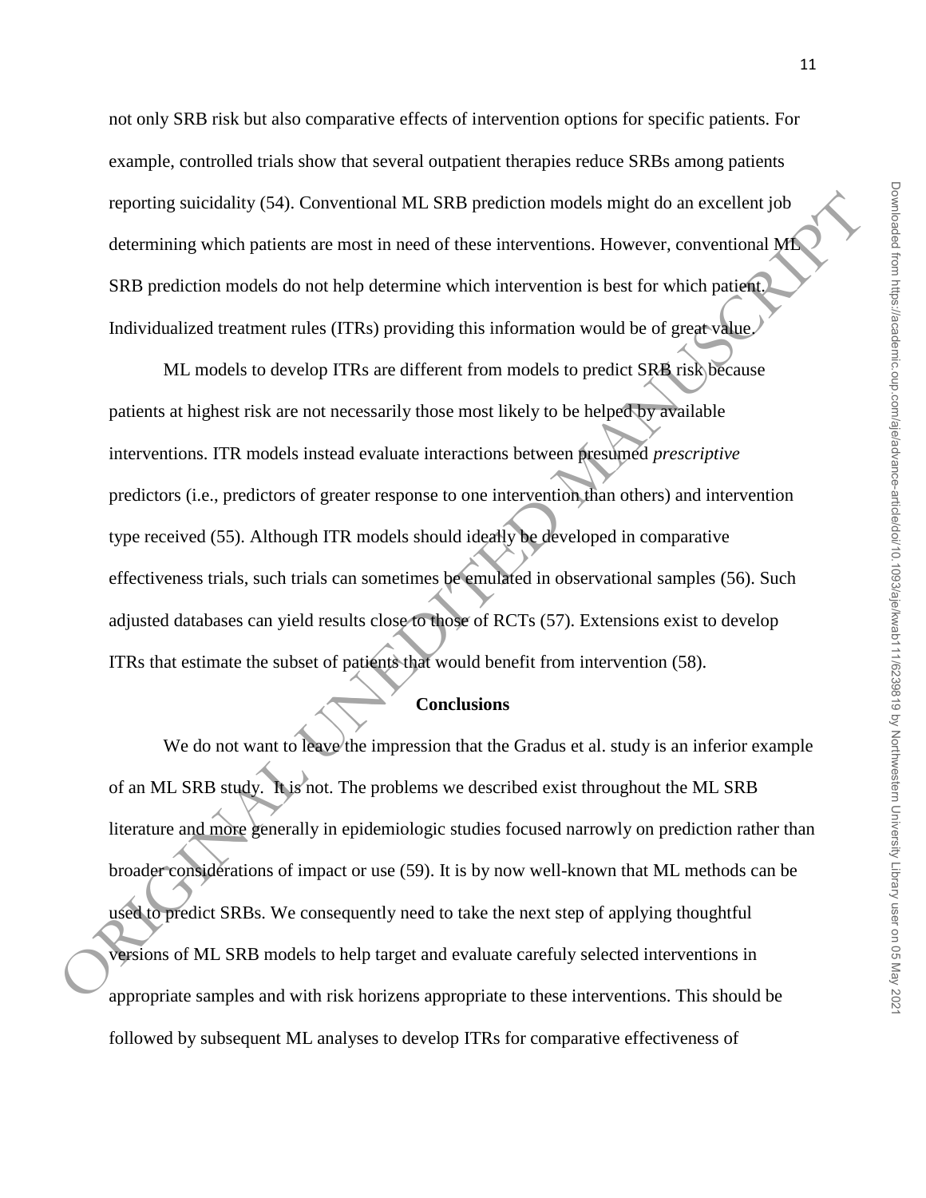not only SRB risk but also comparative effects of intervention options for specific patients. For example, controlled trials show that several outpatient therapies reduce SRBs among patients reporting suicidality (54). Conventional ML SRB prediction models might do an excellent job determining which patients are most in need of these interventions. However, conventional ML SRB prediction models do not help determine which intervention is best for which patient. Individualized treatment rules (ITRs) providing this information would be of great value.

ML models to develop ITRs are different from models to predict SRB risk because patients at highest risk are not necessarily those most likely to be helped by available interventions. ITR models instead evaluate interactions between presumed *prescriptive* predictors (i.e., predictors of greater response to one intervention than others) and intervention type received (55). Although ITR models should ideally be developed in comparative effectiveness trials, such trials can sometimes be emulated in observational samples (56). Such adjusted databases can yield results close to those of RCTs (57). Extensions exist to develop ITRs that estimate the subset of patients that would benefit from intervention (58).

## Conclusions

We do not want to leave the impression that the Gradus et al. study is an inferior example of an ML SRB study. It is not. The problems we described exist throughout the ML SRB literature and more generally in epidemiologic studies focused narrowly on prediction rather than broader considerations of impact or use (59). It is by now well-known that ML methods can be used to predict SRBs. We consequently need to take the next step of applying thoughtful versions of ML SRB models to help target and evaluate carefuly selected interventions in appropriate samples and with risk horizens appropriate to these interventions. This should be followed by subsequent ML analyses to develop ITRs for comparative effectiveness of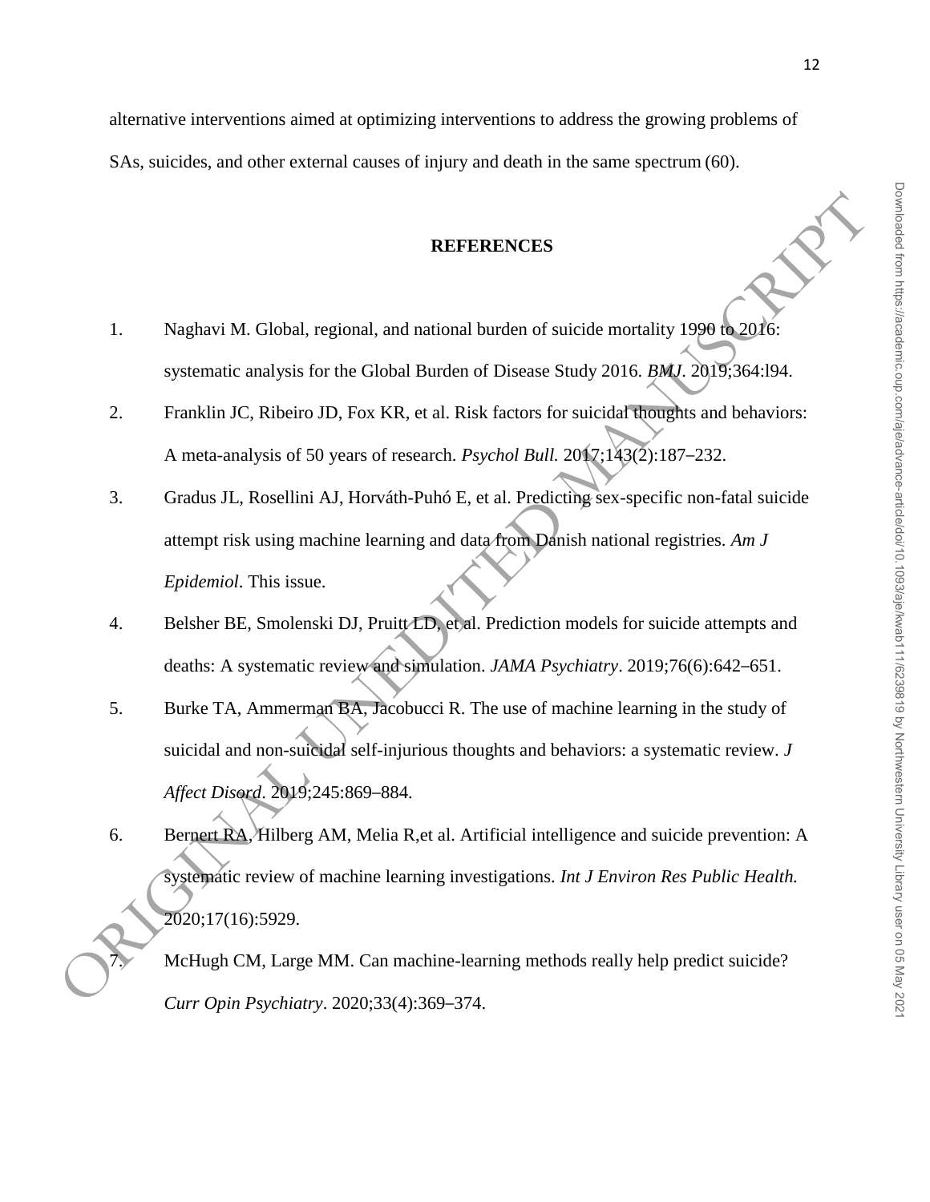alternative interventions aimed at optimizing interventions to address the growing problems of SAs, suicides, and other external causes of injury and death in the same spectrum (60).

## REFERENCES

1. Naghavi M. Global, regional, and national burden of suicide mortality 1990 to 2016: systematic analysis for the Global Burden of Disease Study 2016. *BMJ*. 2019;364:l94.
2. Franklin JC, Ribeiro JD, Fox KR, et al. Risk factors for suicidal thoughts and behaviors: A meta-analysis of 50 years of research. *Psychol Bull.* 2017;143(2):187–232.
3. Gradus JL, Rosellini AJ, Horváth-Puhó E, et al. Predicting sex-specific non-fatal suicide attempt risk using machine learning and data from Danish national registries. *Am J Epidemiol*. This issue.
4. Belsher BE, Smolenski DJ, Pruitt LD, et al. Prediction models for suicide attempts and deaths: A systematic review and simulation. *JAMA Psychiatry*. 2019;76(6):642–651.
5. Burke TA, Ammerman BA, Jacobucci R. The use of machine learning in the study of suicidal and non-suicidal self-injurious thoughts and behaviors: a systematic review. *J Affect Disord*. 2019;245:869–884.
6. Bernert RA, Hilberg AM, Melia R,et al. Artificial intelligence and suicide prevention: A systematic review of machine learning investigations. *Int J Environ Res Public Health.* 2020;17(16):5929.
7. McHugh CM, Large MM. Can machine-learning methods really help predict suicide? *Curr Opin Psychiatry*. 2020;33(4):369–374.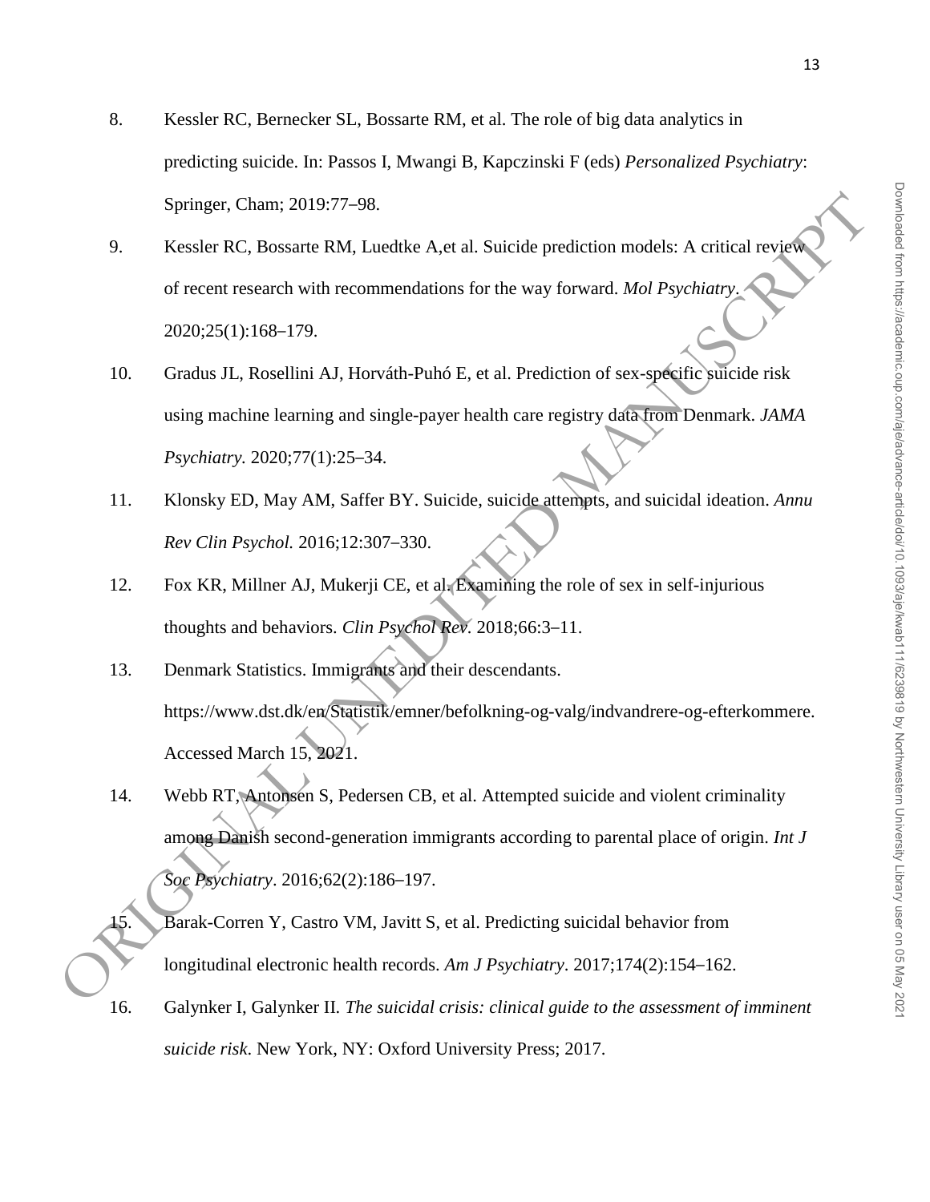8. Kessler RC, Bernecker SL, Bossarte RM, et al. The role of big data analytics in predicting suicide. In: Passos I, Mwangi B, Kapczinski F (eds) *Personalized Psychiatry*: Springer, Cham; 2019:77–98.

9. Kessler RC, Bossarte RM, Luedtke A,et al. Suicide prediction models: A critical review of recent research with recommendations for the way forward. *Mol Psychiatry*. 2020;25(1):168–179.

10. Gradus JL, Rosellini AJ, Horváth-Puhó E, et al. Prediction of sex-specific suicide risk using machine learning and single-payer health care registry data from Denmark. *JAMA Psychiatry.* 2020;77(1):25–34.

11. Klonsky ED, May AM, Saffer BY. Suicide, suicide attempts, and suicidal ideation. *Annu Rev Clin Psychol.* 2016;12:307–330.

12. Fox KR, Millner AJ, Mukerji CE, et al. Examining the role of sex in self-injurious thoughts and behaviors. *Clin Psychol Rev.* 2018;66:3–11.

13. Denmark Statistics. Immigrants and their descendants. https://www.dst.dk/en/Statistik/emner/befolkning-og-valg/indvandrere-og-efterkommere. Accessed March 15, 2021.

14. Webb RT, Antonsen S, Pedersen CB, et al. Attempted suicide and violent criminality among Danish second-generation immigrants according to parental place of origin. *Int J Soc Psychiatry*. 2016;62(2):186–197.

15. Barak-Corren Y, Castro VM, Javitt S, et al. Predicting suicidal behavior from longitudinal electronic health records. *Am J Psychiatry*. 2017;174(2):154–162.

16. Galynker I, Galynker II. *The suicidal crisis: clinical guide to the assessment of imminent suicide risk.* New York, NY: Oxford University Press; 2017.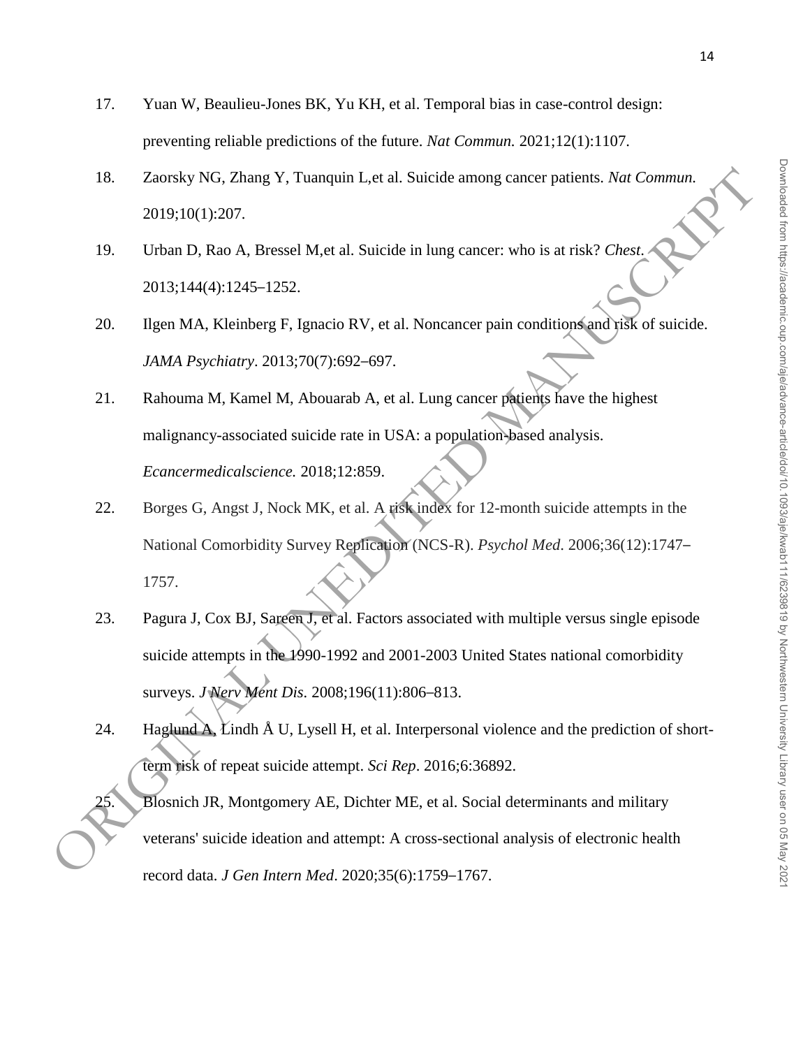17. Yuan W, Beaulieu-Jones BK, Yu KH, et al. Temporal bias in case-control design: preventing reliable predictions of the future. *Nat Commun.* 2021;12(1):1107.

18. Zaorsky NG, Zhang Y, Tuanquin L,et al. Suicide among cancer patients. *Nat Commun.* 2019;10(1):207.

19. Urban D, Rao A, Bressel M,et al. Suicide in lung cancer: who is at risk? *Chest*. 2013;144(4):1245–1252.

20. Ilgen MA, Kleinberg F, Ignacio RV, et al. Noncancer pain conditions and risk of suicide. *JAMA Psychiatry*. 2013;70(7):692–697.

21. Rahouma M, Kamel M, Abouarab A, et al. Lung cancer patients have the highest malignancy-associated suicide rate in USA: a population-based analysis. *Ecancermedicalscience.* 2018;12:859.

22. Borges G, Angst J, Nock MK, et al. A risk index for 12-month suicide attempts in the National Comorbidity Survey Replication (NCS-R). *Psychol Med*. 2006;36(12):1747–1757.

23. Pagura J, Cox BJ, Sareen J, et al. Factors associated with multiple versus single episode suicide attempts in the 1990-1992 and 2001-2003 United States national comorbidity surveys. *J Nerv Ment Dis*. 2008;196(11):806–813.

24. Haglund A, Lindh Å U, Lysell H, et al. Interpersonal violence and the prediction of short-term risk of repeat suicide attempt. *Sci Rep*. 2016;6:36892.

25. Blosnich JR, Montgomery AE, Dichter ME, et al. Social determinants and military veterans' suicide ideation and attempt: A cross-sectional analysis of electronic health record data. *J Gen Intern Med*. 2020;35(6):1759–1767.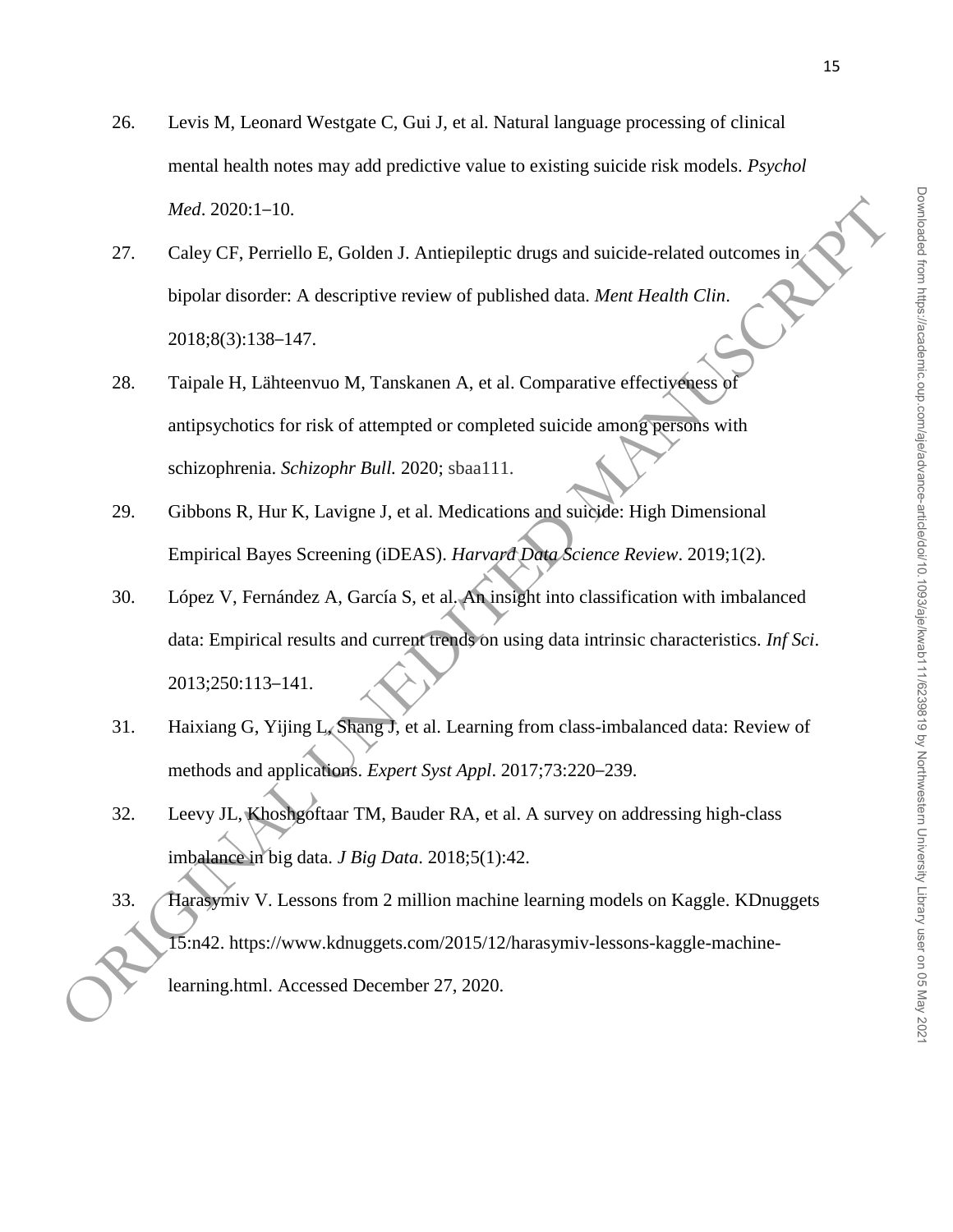26. Levis M, Leonard Westgate C, Gui J, et al. Natural language processing of clinical mental health notes may add predictive value to existing suicide risk models. *Psychol Med*. 2020:1–10.

27. Caley CF, Perriello E, Golden J. Antiepileptic drugs and suicide-related outcomes in bipolar disorder: A descriptive review of published data. *Ment Health Clin*. 2018;8(3):138–147.

28. Taipale H, Lähteenvuo M, Tanskanen A, et al. Comparative effectiveness of antipsychotics for risk of attempted or completed suicide among persons with schizophrenia. *Schizophr Bull.* 2020; sbaa111.

29. Gibbons R, Hur K, Lavigne J, et al. Medications and suicide: High Dimensional Empirical Bayes Screening (iDEAS). *Harvard Data Science Review*. 2019;1(2).

30. López V, Fernández A, García S, et al. An insight into classification with imbalanced data: Empirical results and current trends on using data intrinsic characteristics. *Inf Sci*. 2013;250:113–141.

31. Haixiang G, Yijing L, Shang J, et al. Learning from class-imbalanced data: Review of methods and applications. *Expert Syst Appl*. 2017;73:220–239.

32. Leevy JL, Khoshgoftaar TM, Bauder RA, et al. A survey on addressing high-class imbalance in big data. *J Big Data*. 2018;5(1):42.

33. Harasymiv V. Lessons from 2 million machine learning models on Kaggle. KDnuggets 15:n42. https://www.kdnuggets.com/2015/12/harasymiv-lessons-kaggle-machine-learning.html. Accessed December 27, 2020.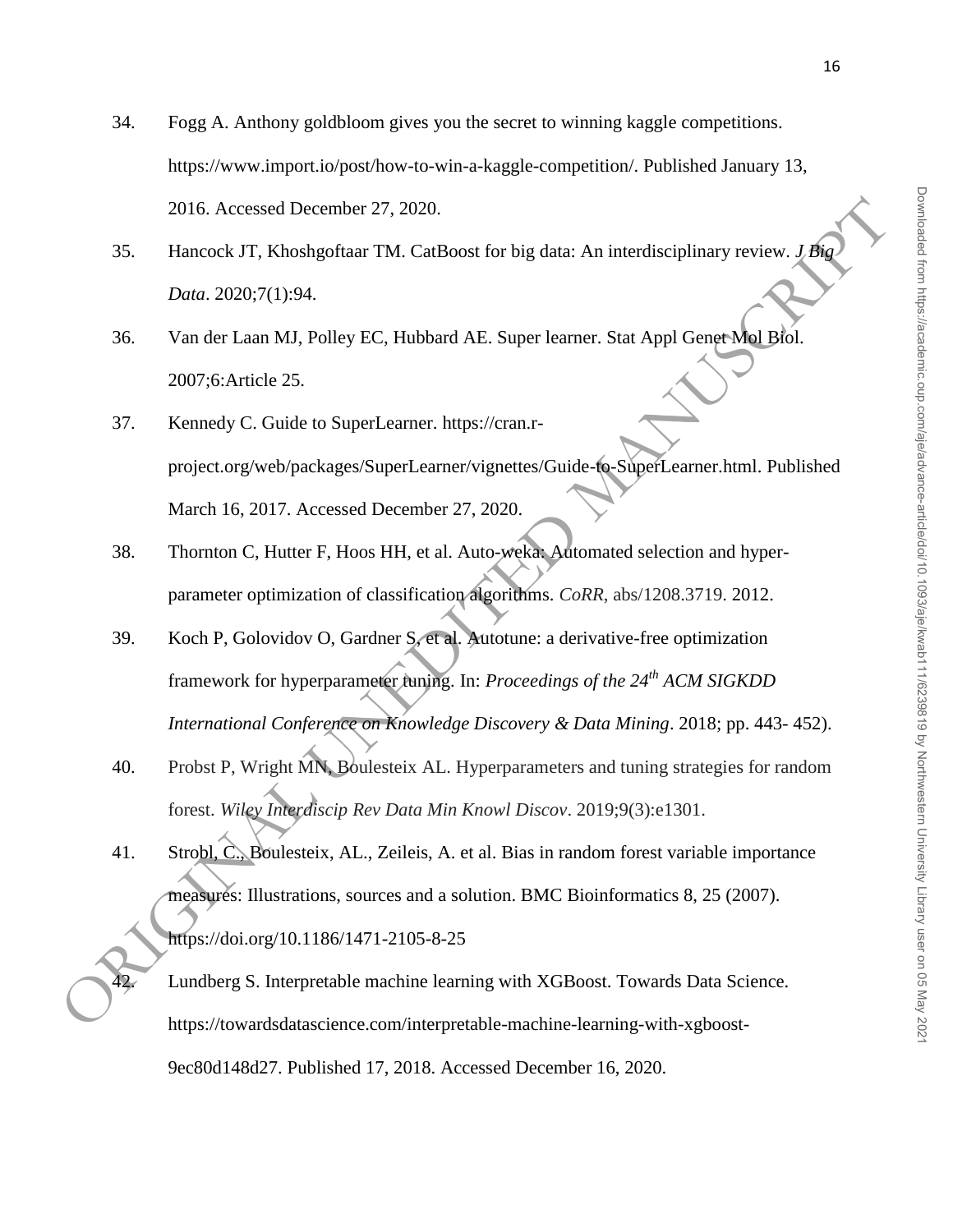34. Fogg A. Anthony goldbloom gives you the secret to winning kaggle competitions. https://www.import.io/post/how-to-win-a-kaggle-competition/. Published January 13, 2016. Accessed December 27, 2020.

35. Hancock JT, Khoshgoftaar TM. CatBoost for big data: An interdisciplinary review. *J Big Data*. 2020;7(1):94.

36. Van der Laan MJ, Polley EC, Hubbard AE. Super learner. Stat Appl Genet Mol Biol. 2007;6:Article 25.

37. Kennedy C. Guide to SuperLearner. https://cran.r-project.org/web/packages/SuperLearner/vignettes/Guide-to-SuperLearner.html. Published March 16, 2017. Accessed December 27, 2020.

38. Thornton C, Hutter F, Hoos HH, et al. Auto-weka: Automated selection and hyper-parameter optimization of classification algorithms. *CoRR*, abs/1208.3719. 2012.

39. Koch P, Golovidov O, Gardner S, et al. Autotune: a derivative-free optimization framework for hyperparameter tuning. In: *Proceedings of the 24th ACM SIGKDD International Conference on Knowledge Discovery & Data Mining*. 2018; pp. 443- 452).

40. Probst P, Wright MN, Boulesteix AL. Hyperparameters and tuning strategies for random forest. *Wiley Interdiscip Rev Data Min Knowl Discov*. 2019;9(3):e1301.

41. Strobl, C., Boulesteix, AL., Zeileis, A. et al. Bias in random forest variable importance measures: Illustrations, sources and a solution. BMC Bioinformatics 8, 25 (2007). https://doi.org/10.1186/1471-2105-8-25

42. Lundberg S. Interpretable machine learning with XGBoost. Towards Data Science. https://towardsdatascience.com/interpretable-machine-learning-with-xgboost-9ec80d148d27. Published 17, 2018. Accessed December 16, 2020.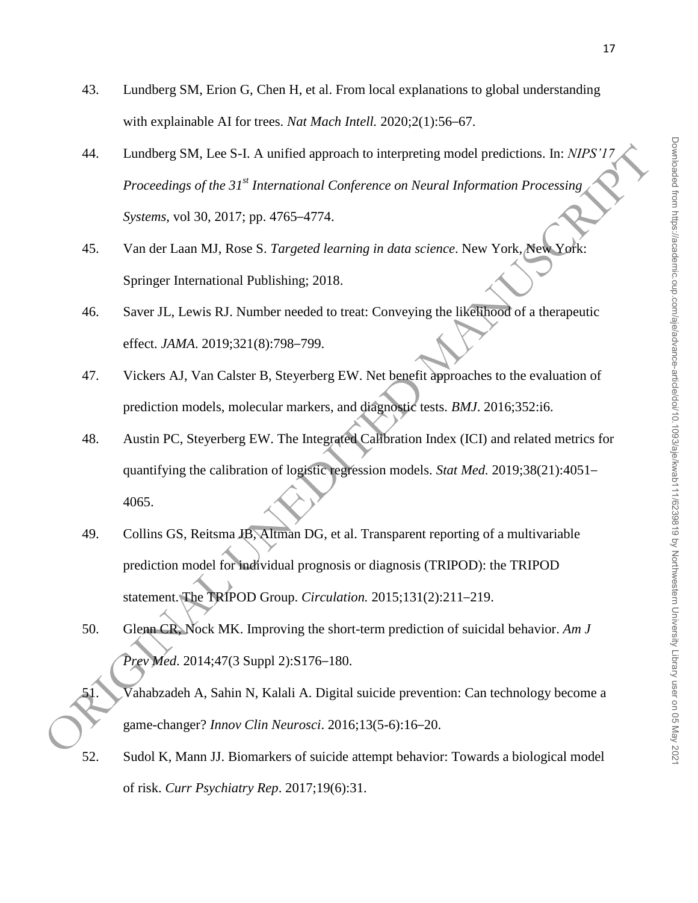43. Lundberg SM, Erion G, Chen H, et al. From local explanations to global understanding with explainable AI for trees. *Nat Mach Intell.* 2020;2(1):56–67.

44. Lundberg SM, Lee S-I. A unified approach to interpreting model predictions. In: *NIPS'17 Proceedings of the 31st International Conference on Neural Information Processing Systems*, vol 30, 2017; pp. 4765–4774.

45. Van der Laan MJ, Rose S. *Targeted learning in data science*. New York, New York: Springer International Publishing; 2018.

46. Saver JL, Lewis RJ. Number needed to treat: Conveying the likelihood of a therapeutic effect. *JAMA*. 2019;321(8):798–799.

47. Vickers AJ, Van Calster B, Steyerberg EW. Net benefit approaches to the evaluation of prediction models, molecular markers, and diagnostic tests. *BMJ*. 2016;352:i6.

48. Austin PC, Steyerberg EW. The Integrated Calibration Index (ICI) and related metrics for quantifying the calibration of logistic regression models. *Stat Med.* 2019;38(21):4051–4065.

49. Collins GS, Reitsma JB, Altman DG, et al. Transparent reporting of a multivariable prediction model for individual prognosis or diagnosis (TRIPOD): the TRIPOD statement. The TRIPOD Group. *Circulation.* 2015;131(2):211–219.

50. Glenn CR, Nock MK. Improving the short-term prediction of suicidal behavior. *Am J Prev Med*. 2014;47(3 Suppl 2):S176–180.

51. Vahabzadeh A, Sahin N, Kalali A. Digital suicide prevention: Can technology become a game-changer? *Innov Clin Neurosci*. 2016;13(5-6):16–20.

52. Sudol K, Mann JJ. Biomarkers of suicide attempt behavior: Towards a biological model of risk. *Curr Psychiatry Rep*. 2017;19(6):31.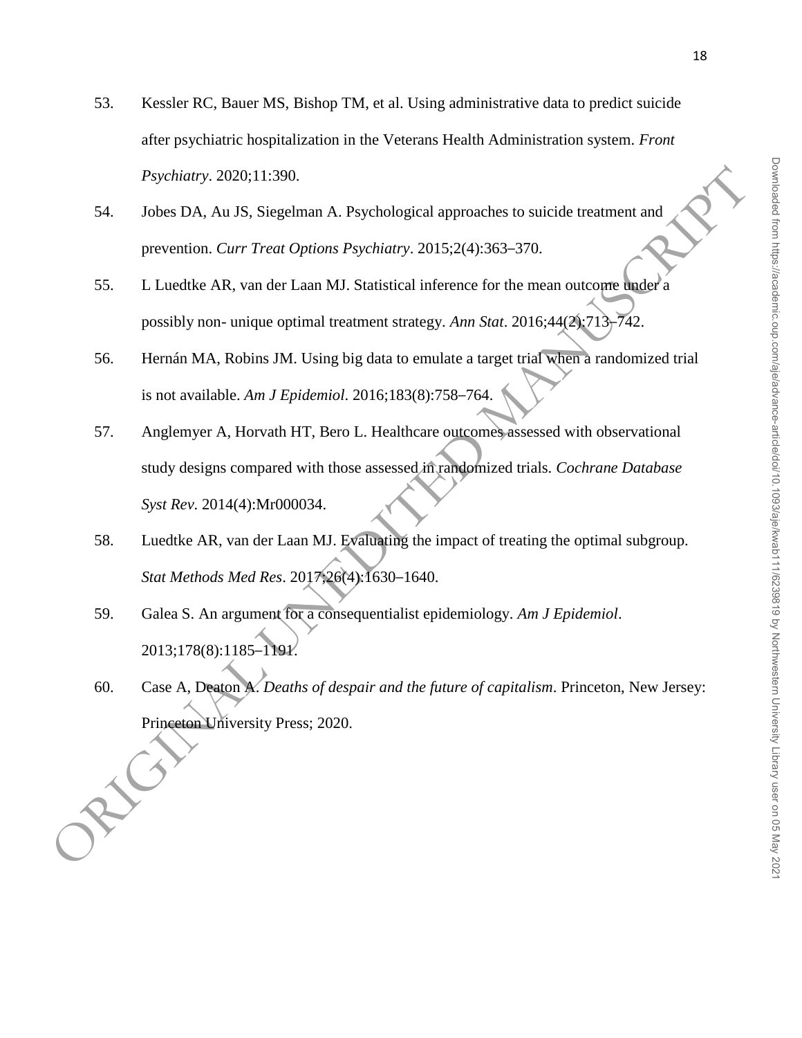53. Kessler RC, Bauer MS, Bishop TM, et al. Using administrative data to predict suicide after psychiatric hospitalization in the Veterans Health Administration system. *Front Psychiatry*. 2020;11:390.

54. Jobes DA, Au JS, Siegelman A. Psychological approaches to suicide treatment and prevention. *Curr Treat Options Psychiatry*. 2015;2(4):363–370.

55. L Luedtke AR, van der Laan MJ. Statistical inference for the mean outcome under a possibly non- unique optimal treatment strategy. *Ann Stat*. 2016;44(2):713–742.

56. Hernán MA, Robins JM. Using big data to emulate a target trial when a randomized trial is not available. *Am J Epidemiol*. 2016;183(8):758–764.

57. Anglemyer A, Horvath HT, Bero L. Healthcare outcomes assessed with observational study designs compared with those assessed in randomized trials. *Cochrane Database Syst Rev*. 2014(4):Mr000034.

58. Luedtke AR, van der Laan MJ. Evaluating the impact of treating the optimal subgroup. *Stat Methods Med Res*. 2017;26(4):1630–1640.

59. Galea S. An argument for a consequentialist epidemiology. *Am J Epidemiol*. 2013;178(8):1185–1191.

60. Case A, Deaton A. *Deaths of despair and the future of capitalism*. Princeton, New Jersey: Princeton University Press; 2020.